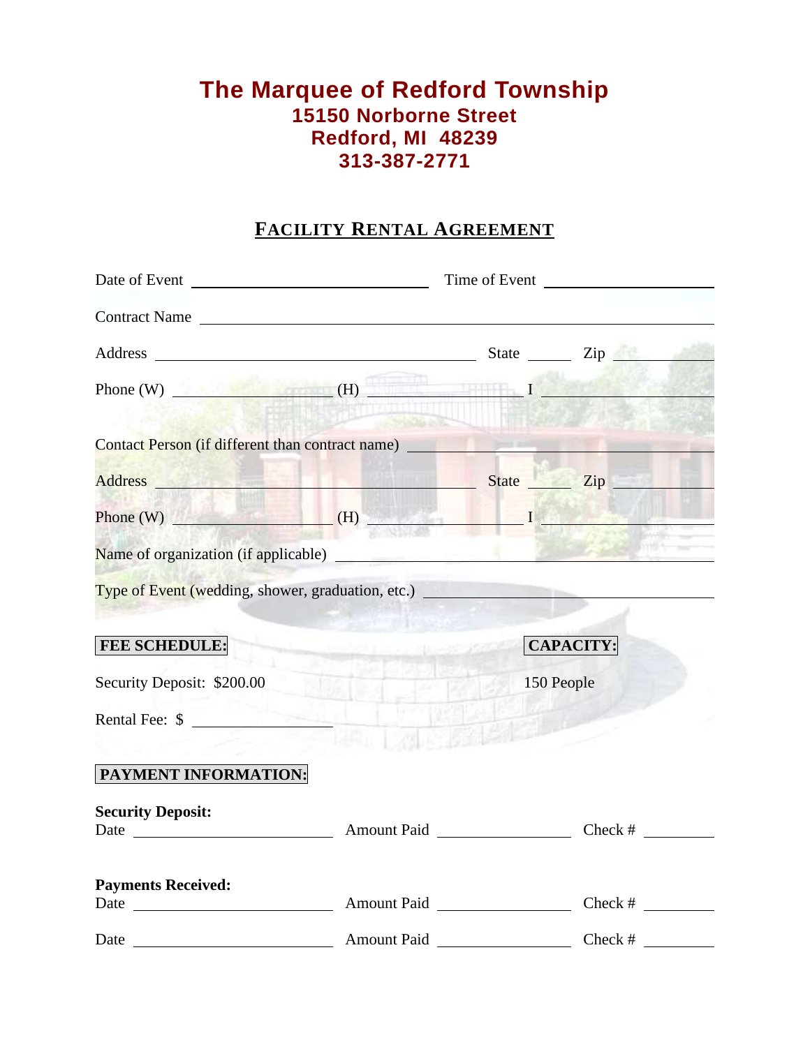# The Marquee of Redford Township

## 15150 Norborne Street
## Redford, MI 48239
## 313-387-2771

## FACILITY RENTAL AGREEMENT

Date of Event ______________________ Time of Event ______________________

Contract Name ______________________________________________

Address ______________________________ State ______ Zip __________

Phone (W) ______________ (H) ______________ I ______________

Contact Person (if different than contract name) ______________________

Address ______________________________ State ______ Zip __________

Phone (W) ______________ (H) ______________ I ______________

Name of organization (if applicable) ______________________________

Type of Event (wedding, shower, graduation, etc.) ______________________

**FEE SCHEDULE:**

Security Deposit: $200.00

Rental Fee: $ ______________

**CAPACITY:**

150 People

**PAYMENT INFORMATION:**

**Security Deposit:**

Date ______________ Amount Paid ______________ Check # __________

**Payments Received:**

Date ______________ Amount Paid ______________ Check # __________

Date ______________ Amount Paid ______________ Check # __________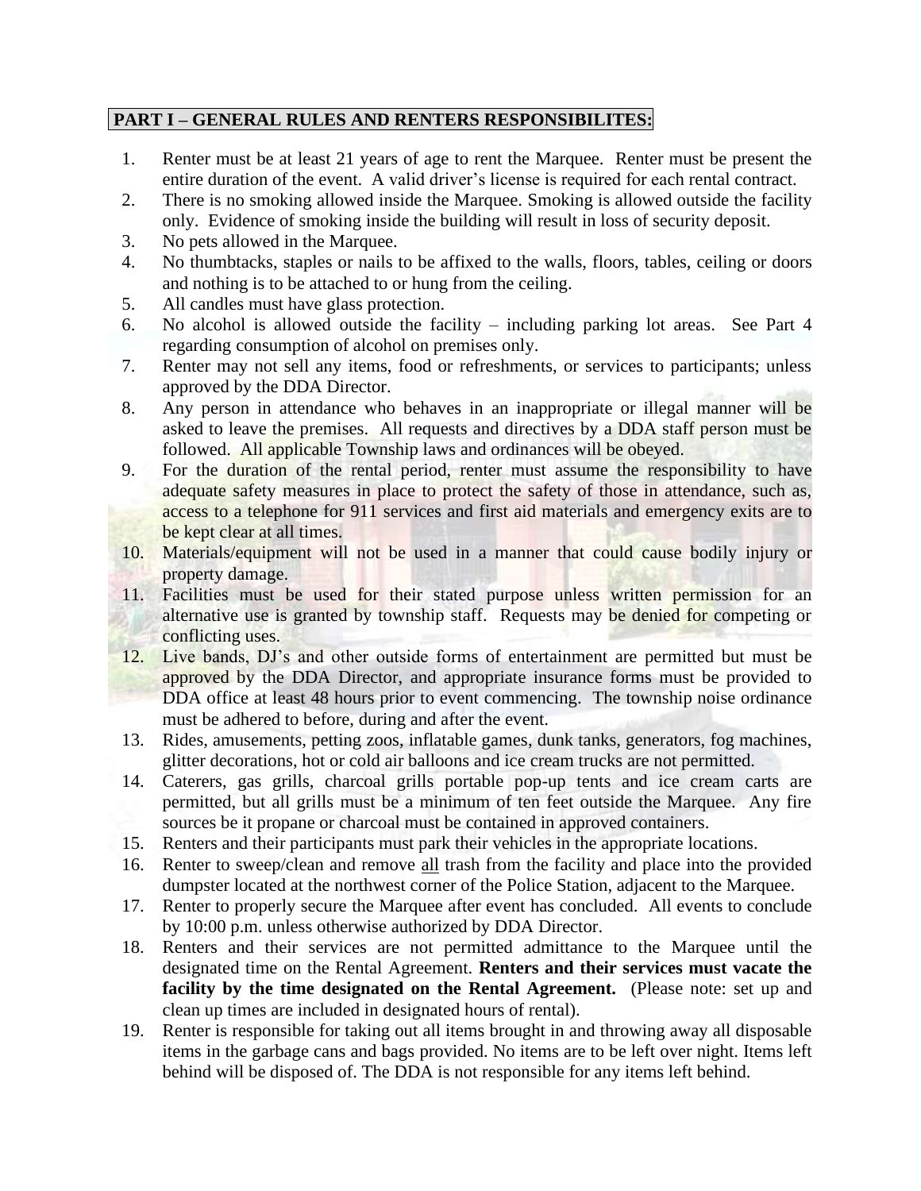**PART I – GENERAL RULES AND RENTERS RESPONSIBILITES:**

1. Renter must be at least 21 years of age to rent the Marquee. Renter must be present the entire duration of the event. A valid driver's license is required for each rental contract.
2. There is no smoking allowed inside the Marquee. Smoking is allowed outside the facility only. Evidence of smoking inside the building will result in loss of security deposit.
3. No pets allowed in the Marquee.
4. No thumbtacks, staples or nails to be affixed to the walls, floors, tables, ceiling or doors and nothing is to be attached to or hung from the ceiling.
5. All candles must have glass protection.
6. No alcohol is allowed outside the facility – including parking lot areas. See Part 4 regarding consumption of alcohol on premises only.
7. Renter may not sell any items, food or refreshments, or services to participants; unless approved by the DDA Director.
8. Any person in attendance who behaves in an inappropriate or illegal manner will be asked to leave the premises. All requests and directives by a DDA staff person must be followed. All applicable Township laws and ordinances will be obeyed.
9. For the duration of the rental period, renter must assume the responsibility to have adequate safety measures in place to protect the safety of those in attendance, such as, access to a telephone for 911 services and first aid materials and emergency exits are to be kept clear at all times.
10. Materials/equipment will not be used in a manner that could cause bodily injury or property damage.
11. Facilities must be used for their stated purpose unless written permission for an alternative use is granted by township staff. Requests may be denied for competing or conflicting uses.
12. Live bands, DJ's and other outside forms of entertainment are permitted but must be approved by the DDA Director, and appropriate insurance forms must be provided to DDA office at least 48 hours prior to event commencing. The township noise ordinance must be adhered to before, during and after the event.
13. Rides, amusements, petting zoos, inflatable games, dunk tanks, generators, fog machines, glitter decorations, hot or cold air balloons and ice cream trucks are not permitted.
14. Caterers, gas grills, charcoal grills portable pop-up tents and ice cream carts are permitted, but all grills must be a minimum of ten feet outside the Marquee. Any fire sources be it propane or charcoal must be contained in approved containers.
15. Renters and their participants must park their vehicles in the appropriate locations.
16. Renter to sweep/clean and remove all trash from the facility and place into the provided dumpster located at the northwest corner of the Police Station, adjacent to the Marquee.
17. Renter to properly secure the Marquee after event has concluded. All events to conclude by 10:00 p.m. unless otherwise authorized by DDA Director.
18. Renters and their services are not permitted admittance to the Marquee until the designated time on the Rental Agreement. **Renters and their services must vacate the facility by the time designated on the Rental Agreement.** (Please note: set up and clean up times are included in designated hours of rental).
19. Renter is responsible for taking out all items brought in and throwing away all disposable items in the garbage cans and bags provided. No items are to be left over night. Items left behind will be disposed of. The DDA is not responsible for any items left behind.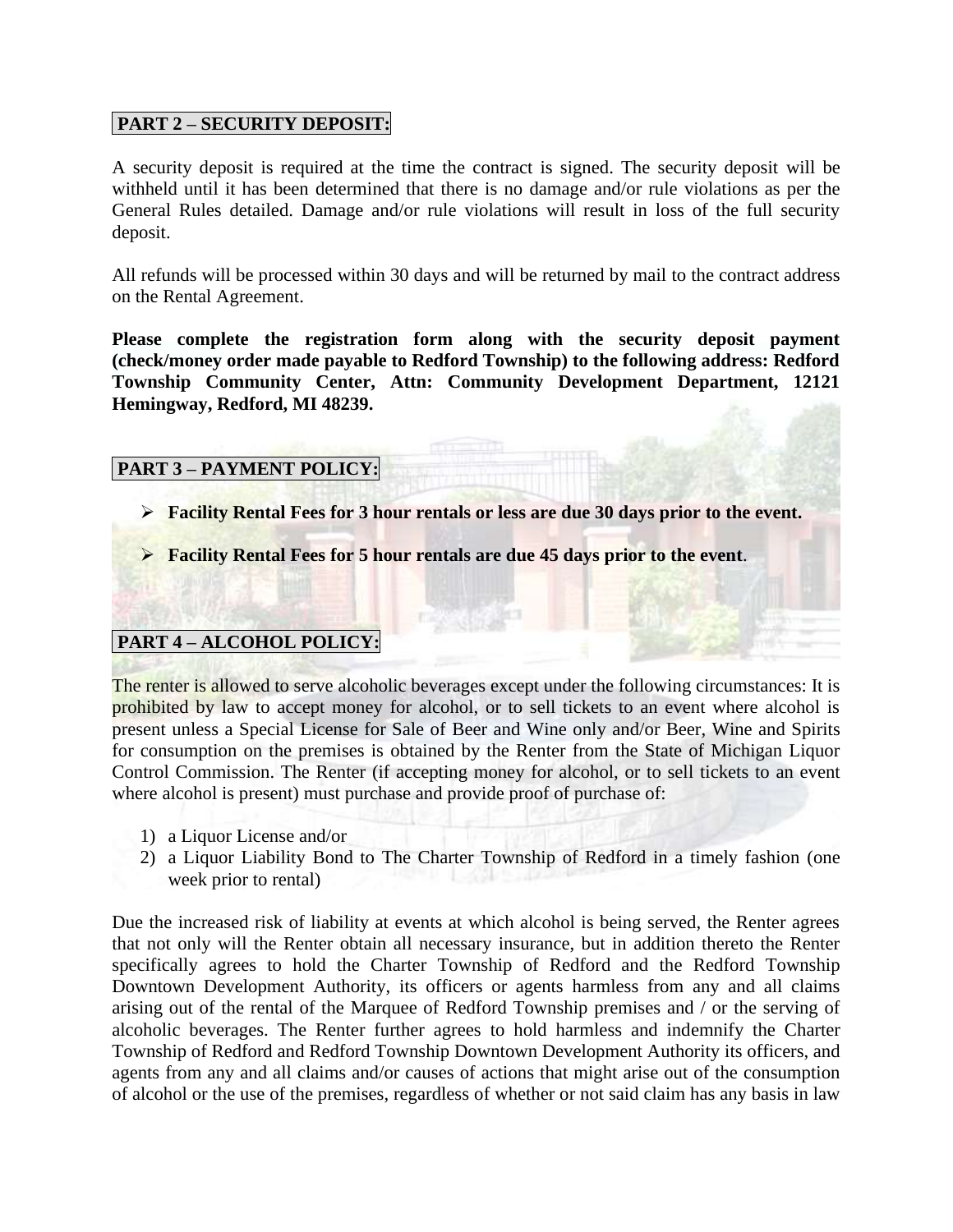## PART 2 – SECURITY DEPOSIT:

A security deposit is required at the time the contract is signed. The security deposit will be withheld until it has been determined that there is no damage and/or rule violations as per the General Rules detailed. Damage and/or rule violations will result in loss of the full security deposit.

All refunds will be processed within 30 days and will be returned by mail to the contract address on the Rental Agreement.

**Please complete the registration form along with the security deposit payment (check/money order made payable to Redford Township) to the following address: Redford Township Community Center, Attn: Community Development Department, 12121 Hemingway, Redford, MI 48239.**

## PART 3 – PAYMENT POLICY:

- **Facility Rental Fees for 3 hour rentals or less are due 30 days prior to the event.**
- **Facility Rental Fees for 5 hour rentals are due 45 days prior to the event**.

## PART 4 – ALCOHOL POLICY:

The renter is allowed to serve alcoholic beverages except under the following circumstances: It is prohibited by law to accept money for alcohol, or to sell tickets to an event where alcohol is present unless a Special License for Sale of Beer and Wine only and/or Beer, Wine and Spirits for consumption on the premises is obtained by the Renter from the State of Michigan Liquor Control Commission. The Renter (if accepting money for alcohol, or to sell tickets to an event where alcohol is present) must purchase and provide proof of purchase of:

1) a Liquor License and/or
2) a Liquor Liability Bond to The Charter Township of Redford in a timely fashion (one week prior to rental)

Due the increased risk of liability at events at which alcohol is being served, the Renter agrees that not only will the Renter obtain all necessary insurance, but in addition thereto the Renter specifically agrees to hold the Charter Township of Redford and the Redford Township Downtown Development Authority, its officers or agents harmless from any and all claims arising out of the rental of the Marquee of Redford Township premises and / or the serving of alcoholic beverages. The Renter further agrees to hold harmless and indemnify the Charter Township of Redford and Redford Township Downtown Development Authority its officers, and agents from any and all claims and/or causes of actions that might arise out of the consumption of alcohol or the use of the premises, regardless of whether or not said claim has any basis in law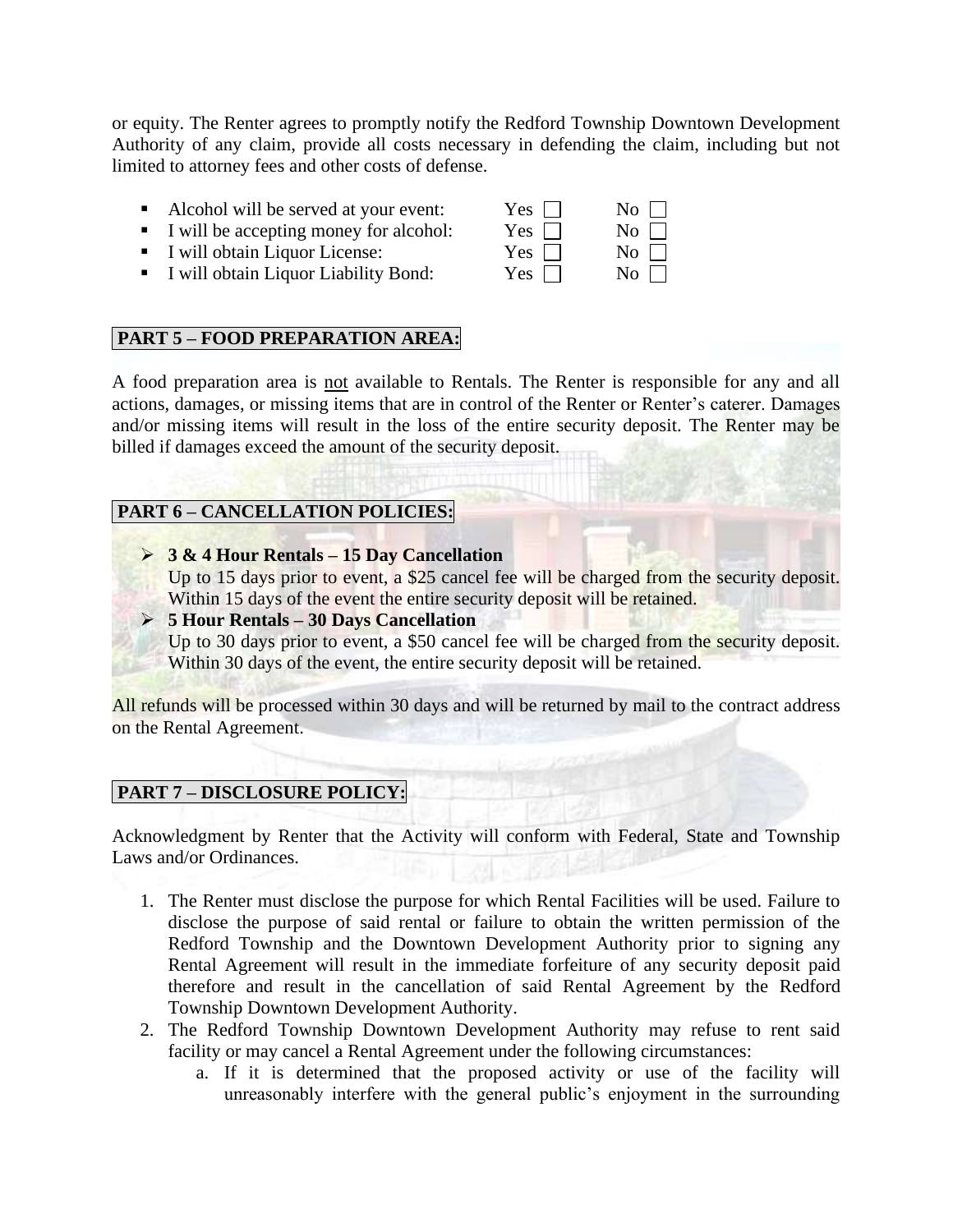or equity. The Renter agrees to promptly notify the Redford Township Downtown Development Authority of any claim, provide all costs necessary in defending the claim, including but not limited to attorney fees and other costs of defense.

- Alcohol will be served at your event: Yes ☐ No ☐
- I will be accepting money for alcohol: Yes ☐ No ☐
- I will obtain Liquor License: Yes ☐ No ☐
- I will obtain Liquor Liability Bond: Yes ☐ No ☐

## PART 5 – FOOD PREPARATION AREA:

A food preparation area is not available to Rentals. The Renter is responsible for any and all actions, damages, or missing items that are in control of the Renter or Renter's caterer. Damages and/or missing items will result in the loss of the entire security deposit. The Renter may be billed if damages exceed the amount of the security deposit.

## PART 6 – CANCELLATION POLICIES:

- **3 & 4 Hour Rentals – 15 Day Cancellation**
  Up to 15 days prior to event, a $25 cancel fee will be charged from the security deposit. Within 15 days of the event the entire security deposit will be retained.
- **5 Hour Rentals – 30 Days Cancellation**
  Up to 30 days prior to event, a $50 cancel fee will be charged from the security deposit. Within 30 days of the event, the entire security deposit will be retained.

All refunds will be processed within 30 days and will be returned by mail to the contract address on the Rental Agreement.

## PART 7 – DISCLOSURE POLICY:

Acknowledgment by Renter that the Activity will conform with Federal, State and Township Laws and/or Ordinances.

1. The Renter must disclose the purpose for which Rental Facilities will be used. Failure to disclose the purpose of said rental or failure to obtain the written permission of the Redford Township and the Downtown Development Authority prior to signing any Rental Agreement will result in the immediate forfeiture of any security deposit paid therefore and result in the cancellation of said Rental Agreement by the Redford Township Downtown Development Authority.
2. The Redford Township Downtown Development Authority may refuse to rent said facility or may cancel a Rental Agreement under the following circumstances:
   a. If it is determined that the proposed activity or use of the facility will unreasonably interfere with the general public's enjoyment in the surrounding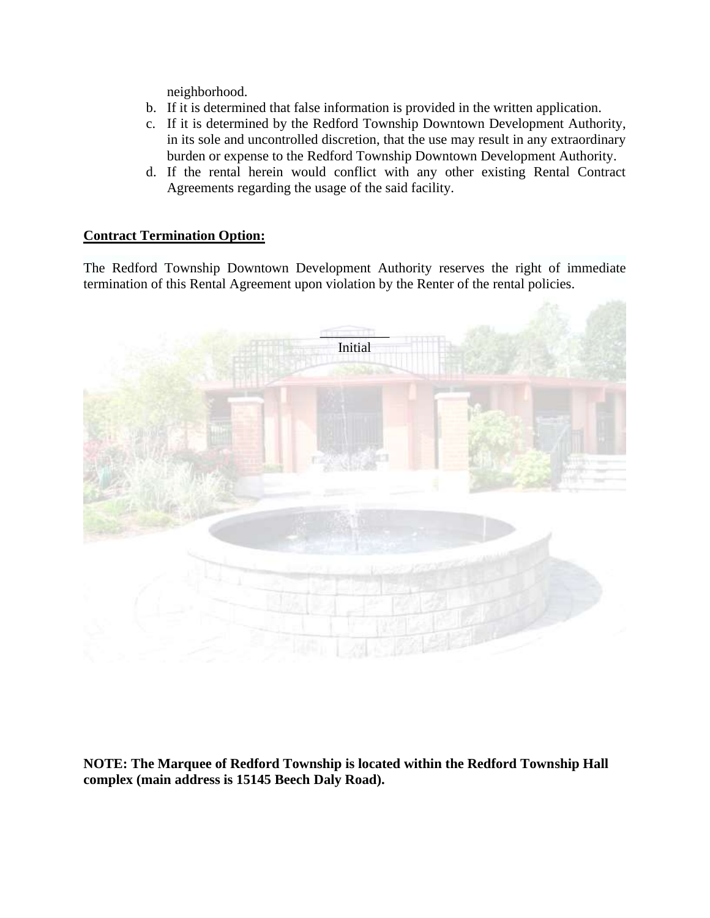neighborhood.

b. If it is determined that false information is provided in the written application.
c. If it is determined by the Redford Township Downtown Development Authority, in its sole and uncontrolled discretion, that the use may result in any extraordinary burden or expense to the Redford Township Downtown Development Authority.
d. If the rental herein would conflict with any other existing Rental Contract Agreements regarding the usage of the said facility.

**Contract Termination Option:**

The Redford Township Downtown Development Authority reserves the right of immediate termination of this Rental Agreement upon violation by the Renter of the rental policies.

__________
Initial

**NOTE: The Marquee of Redford Township is located within the Redford Township Hall complex (main address is 15145 Beech Daly Road).**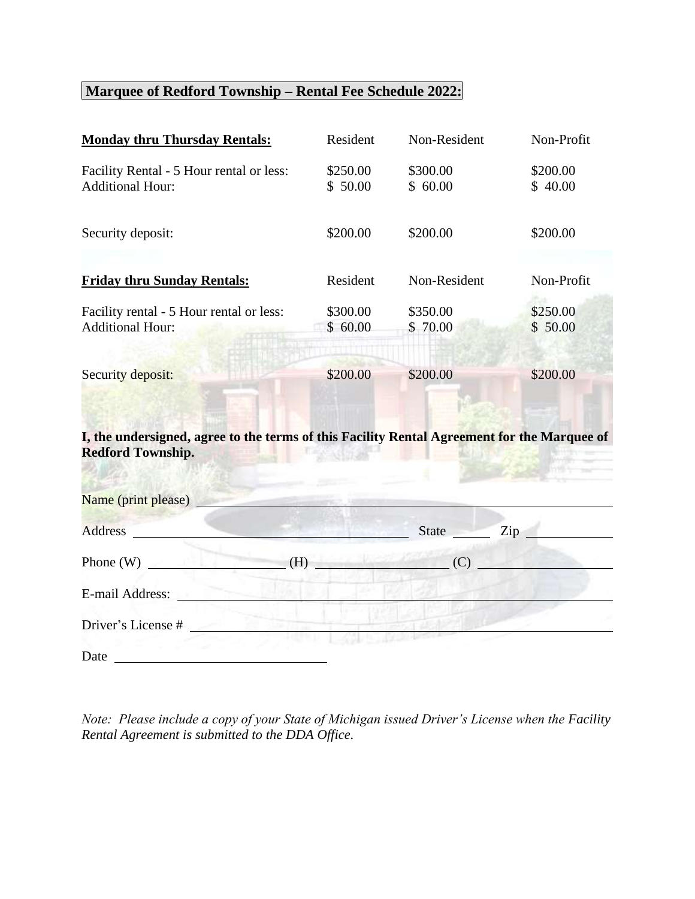**Marquee of Redford Township – Rental Fee Schedule 2022:**

| **Monday thru Thursday Rentals:** | Resident | Non-Resident | Non-Profit |
|---|---|---|---|
| Facility Rental - 5 Hour rental or less: | $250.00 | $300.00 | $200.00 |
| Additional Hour: | $ 50.00 | $ 60.00 | $ 40.00 |
| Security deposit: | $200.00 | $200.00 | $200.00 |

| **Friday thru Sunday Rentals:** | Resident | Non-Resident | Non-Profit |
|---|---|---|---|
| Facility rental - 5 Hour rental or less: | $300.00 | $350.00 | $250.00 |
| Additional Hour: | $ 60.00 | $ 70.00 | $ 50.00 |
| Security deposit: | $200.00 | $200.00 | $200.00 |

**I, the undersigned, agree to the terms of this Facility Rental Agreement for the Marquee of Redford Township.**

Name (print please) ______________________________________________

Address ______________________________ State ______ Zip ____________

Phone (W) ____________________ (H) ____________________ (C) ____________________

E-mail Address: ______________________________________________

Driver's License # ______________________________________________

Date ______________________________

*Note: Please include a copy of your State of Michigan issued Driver's License when the Facility Rental Agreement is submitted to the DDA Office.*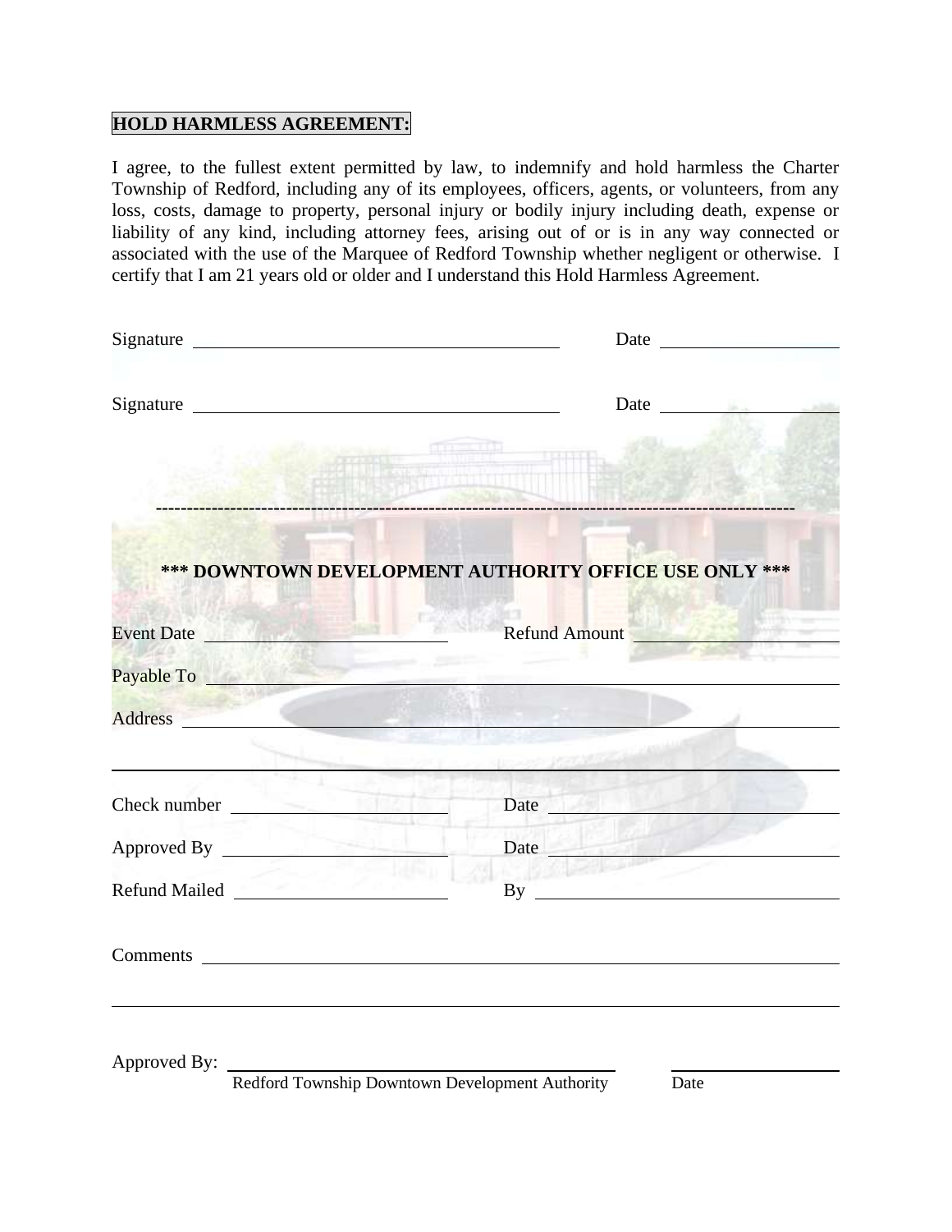**HOLD HARMLESS AGREEMENT:**

I agree, to the fullest extent permitted by law, to indemnify and hold harmless the Charter Township of Redford, including any of its employees, officers, agents, or volunteers, from any loss, costs, damage to property, personal injury or bodily injury including death, expense or liability of any kind, including attorney fees, arising out of or is in any way connected or associated with the use of the Marquee of Redford Township whether negligent or otherwise. I certify that I am 21 years old or older and I understand this Hold Harmless Agreement.

Signature ______________________________ Date ______________

Signature ______________________________ Date ______________

---

**\*\*\* DOWNTOWN DEVELOPMENT AUTHORITY OFFICE USE ONLY \*\*\***

Event Date ____________________ Refund Amount ____________________

Payable To ________________________________________________

Address ________________________________________________

________________________________________________

Check number ____________________ Date ____________________

Approved By ____________________ Date ____________________

Refund Mailed ____________________ By ____________________

Comments ________________________________________________

________________________________________________

Approved By: ______________________________ ______________

Redford Township Downtown Development Authority Date